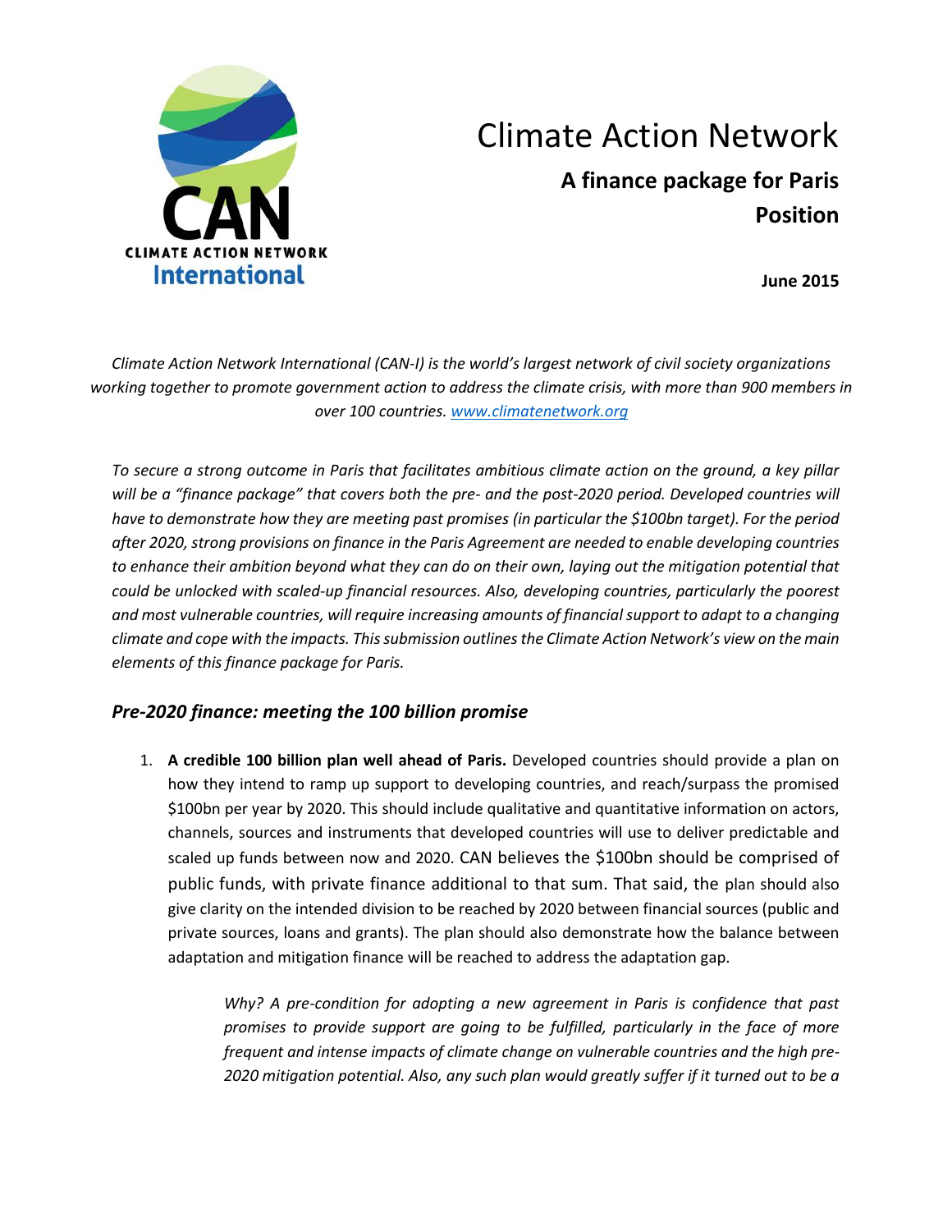# Climate Action Network

## A finance package for Paris Position

**June 2015**

*Climate Action Network International (CAN-I) is the world's largest network of civil society organizations working together to promote government action to address the climate crisis, with more than 900 members in over 100 countries. [www.climatenetwork.org](http://www.climatenetwork.org)*

*To secure a strong outcome in Paris that facilitates ambitious climate action on the ground, a key pillar will be a "finance package" that covers both the pre- and the post-2020 period. Developed countries will have to demonstrate how they are meeting past promises (in particular the $100bn target). For the period after 2020, strong provisions on finance in the Paris Agreement are needed to enable developing countries to enhance their ambition beyond what they can do on their own, laying out the mitigation potential that could be unlocked with scaled-up financial resources. Also, developing countries, particularly the poorest and most vulnerable countries, will require increasing amounts of financial support to adapt to a changing climate and cope with the impacts. This submission outlines the Climate Action Network's view on the main elements of this finance package for Paris.*

### *Pre-2020 finance: meeting the 100 billion promise*

1. **A credible 100 billion plan well ahead of Paris.** Developed countries should provide a plan on how they intend to ramp up support to developing countries, and reach/surpass the promised $100bn per year by 2020. This should include qualitative and quantitative information on actors, channels, sources and instruments that developed countries will use to deliver predictable and scaled up funds between now and 2020. CAN believes the $100bn should be comprised of public funds, with private finance additional to that sum. That said, the plan should also give clarity on the intended division to be reached by 2020 between financial sources (public and private sources, loans and grants). The plan should also demonstrate how the balance between adaptation and mitigation finance will be reached to address the adaptation gap.

   *Why? A pre-condition for adopting a new agreement in Paris is confidence that past promises to provide support are going to be fulfilled, particularly in the face of more frequent and intense impacts of climate change on vulnerable countries and the high pre-2020 mitigation potential. Also, any such plan would greatly suffer if it turned out to be a*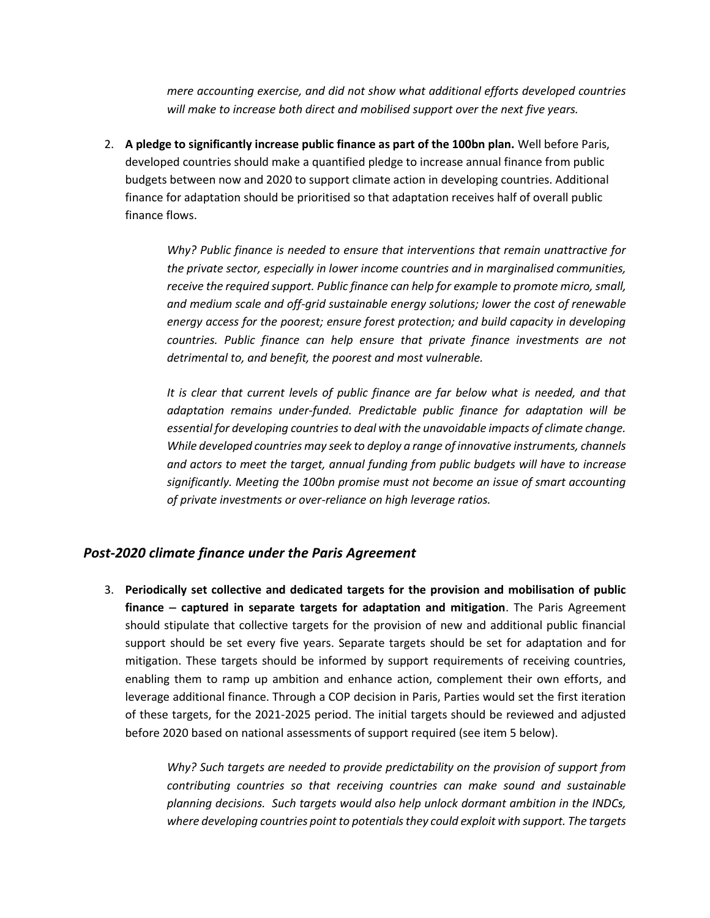*mere accounting exercise, and did not show what additional efforts developed countries will make to increase both direct and mobilised support over the next five years.*

2. **A pledge to significantly increase public finance as part of the 100bn plan.** Well before Paris, developed countries should make a quantified pledge to increase annual finance from public budgets between now and 2020 to support climate action in developing countries. Additional finance for adaptation should be prioritised so that adaptation receives half of overall public finance flows.

   *Why? Public finance is needed to ensure that interventions that remain unattractive for the private sector, especially in lower income countries and in marginalised communities, receive the required support. Public finance can help for example to promote micro, small, and medium scale and off-grid sustainable energy solutions; lower the cost of renewable energy access for the poorest; ensure forest protection; and build capacity in developing countries. Public finance can help ensure that private finance investments are not detrimental to, and benefit, the poorest and most vulnerable.*

   *It is clear that current levels of public finance are far below what is needed, and that adaptation remains under-funded. Predictable public finance for adaptation will be essential for developing countries to deal with the unavoidable impacts of climate change. While developed countries may seek to deploy a range of innovative instruments, channels and actors to meet the target, annual funding from public budgets will have to increase significantly. Meeting the 100bn promise must not become an issue of smart accounting of private investments or over-reliance on high leverage ratios.*

## *Post-2020 climate finance under the Paris Agreement*

3. **Periodically set collective and dedicated targets for the provision and mobilisation of public finance – captured in separate targets for adaptation and mitigation**. The Paris Agreement should stipulate that collective targets for the provision of new and additional public financial support should be set every five years. Separate targets should be set for adaptation and for mitigation. These targets should be informed by support requirements of receiving countries, enabling them to ramp up ambition and enhance action, complement their own efforts, and leverage additional finance. Through a COP decision in Paris, Parties would set the first iteration of these targets, for the 2021-2025 period. The initial targets should be reviewed and adjusted before 2020 based on national assessments of support required (see item 5 below).

   *Why? Such targets are needed to provide predictability on the provision of support from contributing countries so that receiving countries can make sound and sustainable planning decisions. Such targets would also help unlock dormant ambition in the INDCs, where developing countries point to potentials they could exploit with support. The targets*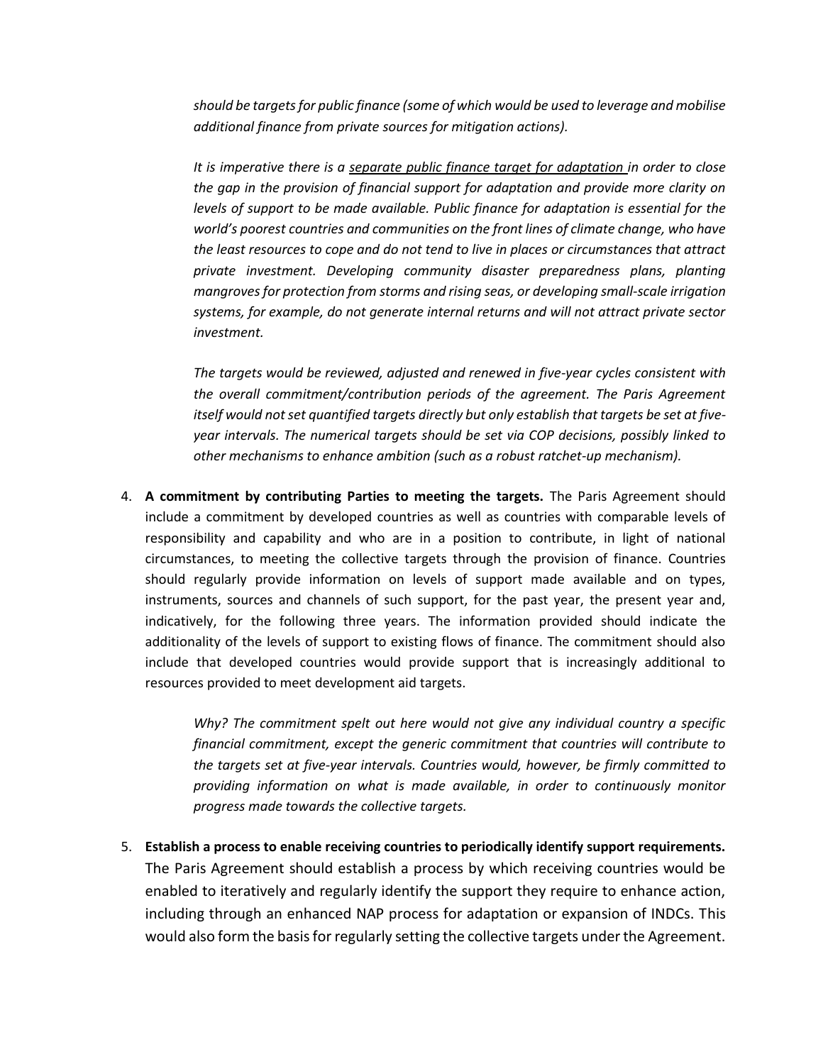*should be targets for public finance (some of which would be used to leverage and mobilise additional finance from private sources for mitigation actions).*

*It is imperative there is a <u>separate public finance target for adaptation</u> in order to close the gap in the provision of financial support for adaptation and provide more clarity on levels of support to be made available. Public finance for adaptation is essential for the world's poorest countries and communities on the front lines of climate change, who have the least resources to cope and do not tend to live in places or circumstances that attract private investment. Developing community disaster preparedness plans, planting mangroves for protection from storms and rising seas, or developing small-scale irrigation systems, for example, do not generate internal returns and will not attract private sector investment.*

*The targets would be reviewed, adjusted and renewed in five-year cycles consistent with the overall commitment/contribution periods of the agreement. The Paris Agreement itself would not set quantified targets directly but only establish that targets be set at five-year intervals. The numerical targets should be set via COP decisions, possibly linked to other mechanisms to enhance ambition (such as a robust ratchet-up mechanism).*

4. **A commitment by contributing Parties to meeting the targets.** The Paris Agreement should include a commitment by developed countries as well as countries with comparable levels of responsibility and capability and who are in a position to contribute, in light of national circumstances, to meeting the collective targets through the provision of finance. Countries should regularly provide information on levels of support made available and on types, instruments, sources and channels of such support, for the past year, the present year and, indicatively, for the following three years. The information provided should indicate the additionality of the levels of support to existing flows of finance. The commitment should also include that developed countries would provide support that is increasingly additional to resources provided to meet development aid targets.

    *Why? The commitment spelt out here would not give any individual country a specific financial commitment, except the generic commitment that countries will contribute to the targets set at five-year intervals. Countries would, however, be firmly committed to providing information on what is made available, in order to continuously monitor progress made towards the collective targets.*

5. **Establish a process to enable receiving countries to periodically identify support requirements.** The Paris Agreement should establish a process by which receiving countries would be enabled to iteratively and regularly identify the support they require to enhance action, including through an enhanced NAP process for adaptation or expansion of INDCs. This would also form the basis for regularly setting the collective targets under the Agreement.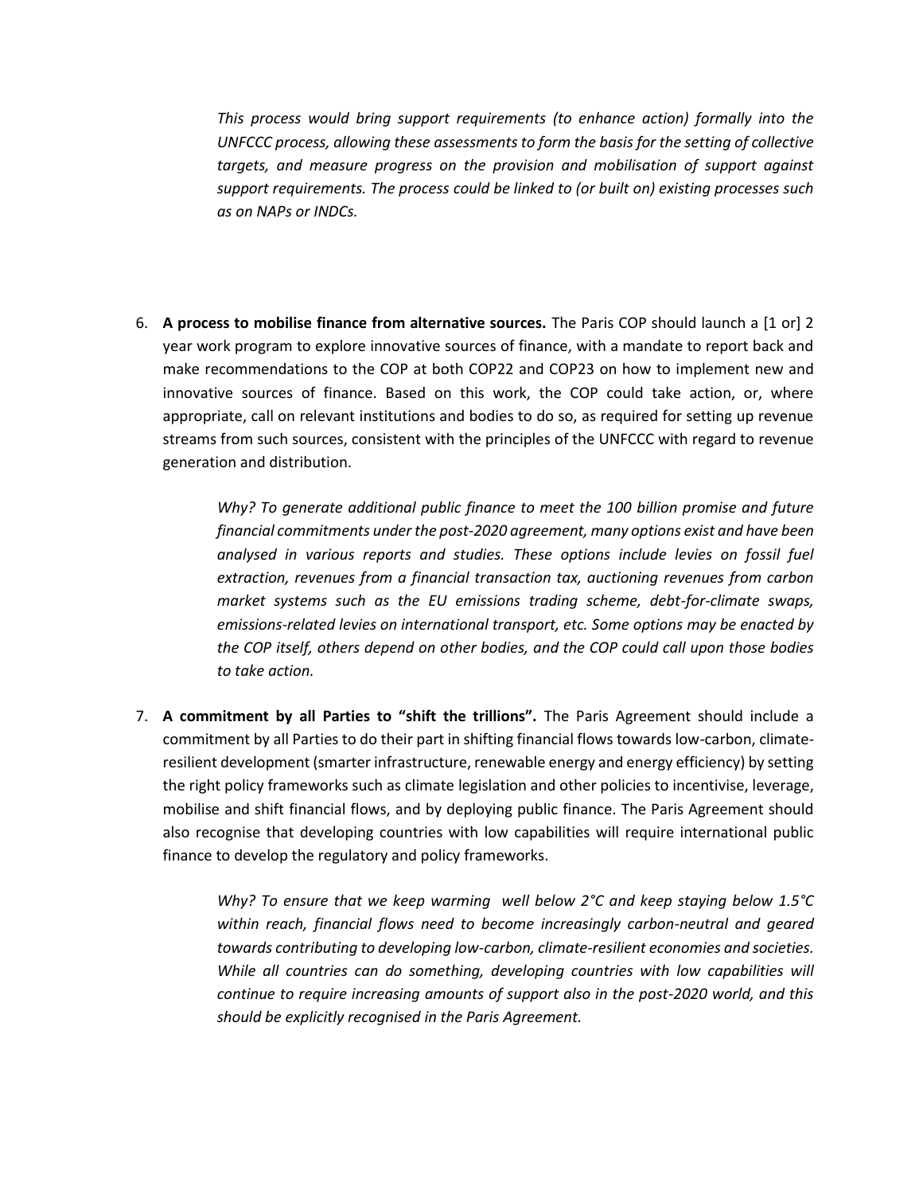*This process would bring support requirements (to enhance action) formally into the UNFCCC process, allowing these assessments to form the basis for the setting of collective targets, and measure progress on the provision and mobilisation of support against support requirements. The process could be linked to (or built on) existing processes such as on NAPs or INDCs.*

6. **A process to mobilise finance from alternative sources.** The Paris COP should launch a [1 or] 2 year work program to explore innovative sources of finance, with a mandate to report back and make recommendations to the COP at both COP22 and COP23 on how to implement new and innovative sources of finance. Based on this work, the COP could take action, or, where appropriate, call on relevant institutions and bodies to do so, as required for setting up revenue streams from such sources, consistent with the principles of the UNFCCC with regard to revenue generation and distribution.

   *Why? To generate additional public finance to meet the 100 billion promise and future financial commitments under the post-2020 agreement, many options exist and have been analysed in various reports and studies. These options include levies on fossil fuel extraction, revenues from a financial transaction tax, auctioning revenues from carbon market systems such as the EU emissions trading scheme, debt-for-climate swaps, emissions-related levies on international transport, etc. Some options may be enacted by the COP itself, others depend on other bodies, and the COP could call upon those bodies to take action.*

7. **A commitment by all Parties to "shift the trillions".** The Paris Agreement should include a commitment by all Parties to do their part in shifting financial flows towards low-carbon, climate-resilient development (smarter infrastructure, renewable energy and energy efficiency) by setting the right policy frameworks such as climate legislation and other policies to incentivise, leverage, mobilise and shift financial flows, and by deploying public finance. The Paris Agreement should also recognise that developing countries with low capabilities will require international public finance to develop the regulatory and policy frameworks.

   *Why? To ensure that we keep warming well below 2°C and keep staying below 1.5°C within reach, financial flows need to become increasingly carbon-neutral and geared towards contributing to developing low-carbon, climate-resilient economies and societies. While all countries can do something, developing countries with low capabilities will continue to require increasing amounts of support also in the post-2020 world, and this should be explicitly recognised in the Paris Agreement.*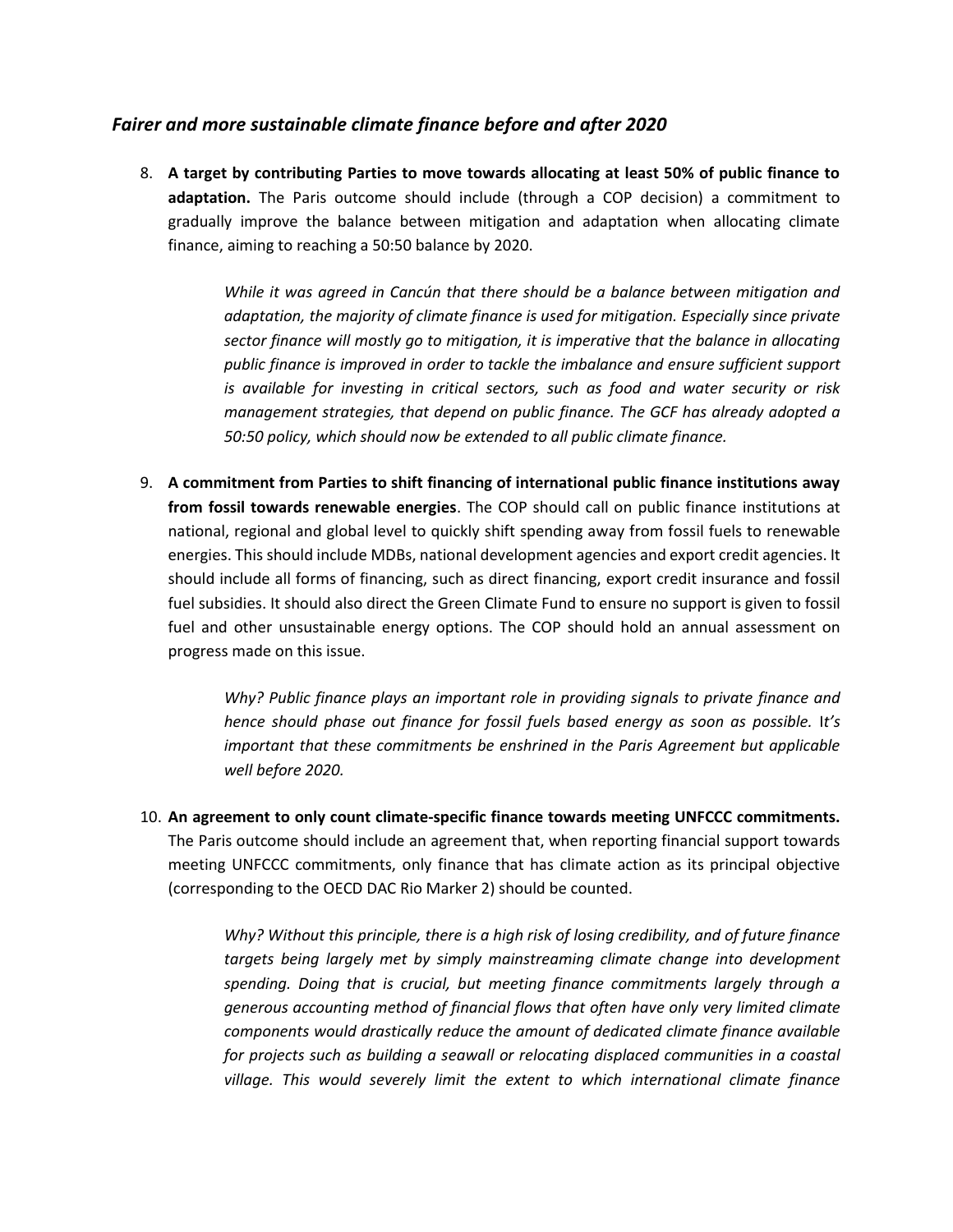## *Fairer and more sustainable climate finance before and after 2020*

8. **A target by contributing Parties to move towards allocating at least 50% of public finance to adaptation.** The Paris outcome should include (through a COP decision) a commitment to gradually improve the balance between mitigation and adaptation when allocating climate finance, aiming to reaching a 50:50 balance by 2020.

   > *While it was agreed in Cancún that there should be a balance between mitigation and adaptation, the majority of climate finance is used for mitigation. Especially since private sector finance will mostly go to mitigation, it is imperative that the balance in allocating public finance is improved in order to tackle the imbalance and ensure sufficient support is available for investing in critical sectors, such as food and water security or risk management strategies, that depend on public finance. The GCF has already adopted a 50:50 policy, which should now be extended to all public climate finance.*

9. **A commitment from Parties to shift financing of international public finance institutions away from fossil towards renewable energies**. The COP should call on public finance institutions at national, regional and global level to quickly shift spending away from fossil fuels to renewable energies. This should include MDBs, national development agencies and export credit agencies. It should include all forms of financing, such as direct financing, export credit insurance and fossil fuel subsidies. It should also direct the Green Climate Fund to ensure no support is given to fossil fuel and other unsustainable energy options. The COP should hold an annual assessment on progress made on this issue.

   > *Why? Public finance plays an important role in providing signals to private finance and hence should phase out finance for fossil fuels based energy as soon as possible. It's important that these commitments be enshrined in the Paris Agreement but applicable well before 2020.*

10. **An agreement to only count climate-specific finance towards meeting UNFCCC commitments.** The Paris outcome should include an agreement that, when reporting financial support towards meeting UNFCCC commitments, only finance that has climate action as its principal objective (corresponding to the OECD DAC Rio Marker 2) should be counted.

    > *Why? Without this principle, there is a high risk of losing credibility, and of future finance targets being largely met by simply mainstreaming climate change into development spending. Doing that is crucial, but meeting finance commitments largely through a generous accounting method of financial flows that often have only very limited climate components would drastically reduce the amount of dedicated climate finance available for projects such as building a seawall or relocating displaced communities in a coastal village. This would severely limit the extent to which international climate finance*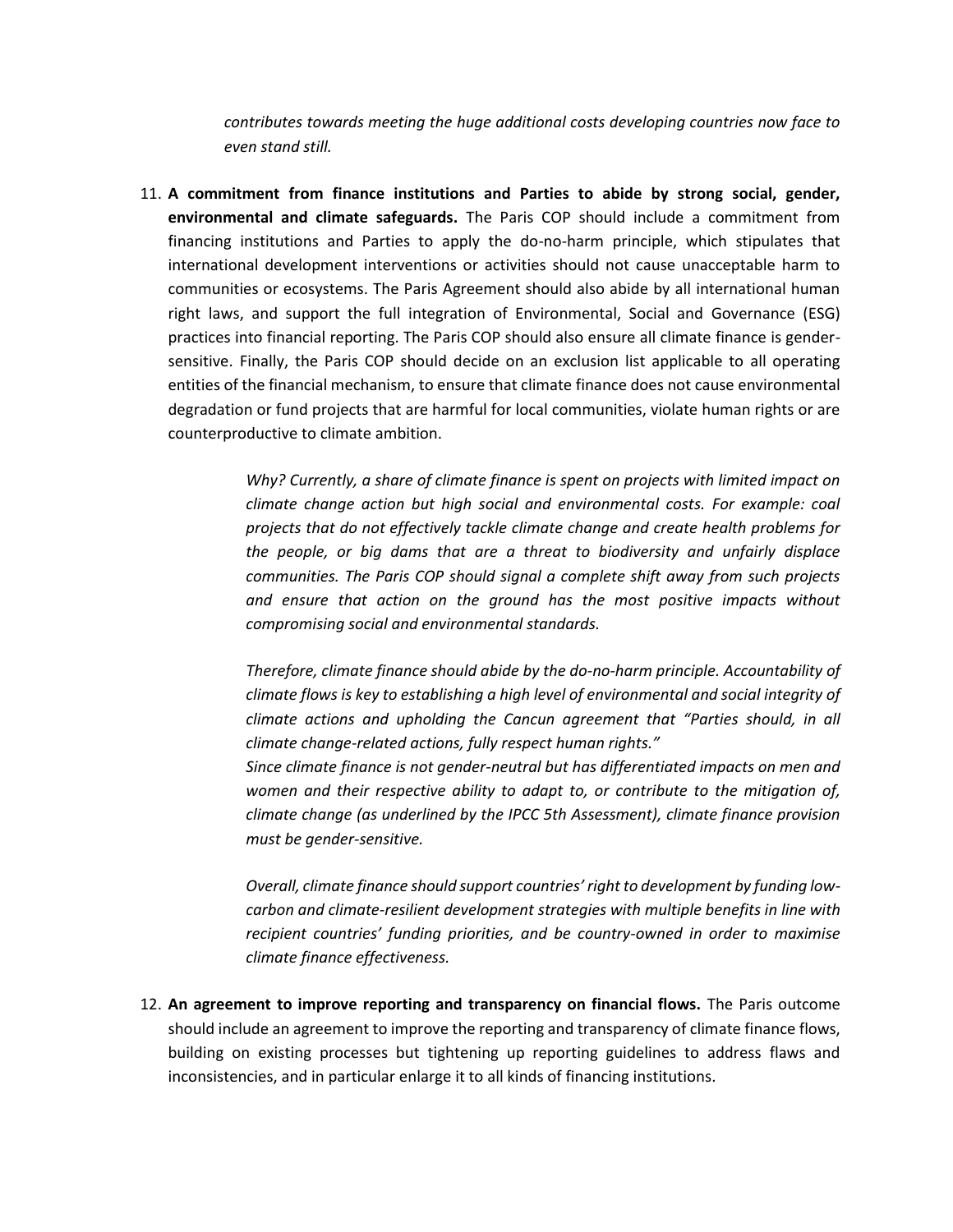*contributes towards meeting the huge additional costs developing countries now face to even stand still.*

11. **A commitment from finance institutions and Parties to abide by strong social, gender, environmental and climate safeguards.** The Paris COP should include a commitment from financing institutions and Parties to apply the do-no-harm principle, which stipulates that international development interventions or activities should not cause unacceptable harm to communities or ecosystems. The Paris Agreement should also abide by all international human right laws, and support the full integration of Environmental, Social and Governance (ESG) practices into financial reporting. The Paris COP should also ensure all climate finance is gender-sensitive. Finally, the Paris COP should decide on an exclusion list applicable to all operating entities of the financial mechanism, to ensure that climate finance does not cause environmental degradation or fund projects that are harmful for local communities, violate human rights or are counterproductive to climate ambition.

    *Why? Currently, a share of climate finance is spent on projects with limited impact on climate change action but high social and environmental costs. For example: coal projects that do not effectively tackle climate change and create health problems for the people, or big dams that are a threat to biodiversity and unfairly displace communities. The Paris COP should signal a complete shift away from such projects and ensure that action on the ground has the most positive impacts without compromising social and environmental standards.*

    *Therefore, climate finance should abide by the do-no-harm principle. Accountability of climate flows is key to establishing a high level of environmental and social integrity of climate actions and upholding the Cancun agreement that "Parties should, in all climate change-related actions, fully respect human rights."*
    *Since climate finance is not gender-neutral but has differentiated impacts on men and women and their respective ability to adapt to, or contribute to the mitigation of, climate change (as underlined by the IPCC 5th Assessment), climate finance provision must be gender-sensitive.*

    *Overall, climate finance should support countries' right to development by funding low-carbon and climate-resilient development strategies with multiple benefits in line with recipient countries' funding priorities, and be country-owned in order to maximise climate finance effectiveness.*

12. **An agreement to improve reporting and transparency on financial flows.** The Paris outcome should include an agreement to improve the reporting and transparency of climate finance flows, building on existing processes but tightening up reporting guidelines to address flaws and inconsistencies, and in particular enlarge it to all kinds of financing institutions.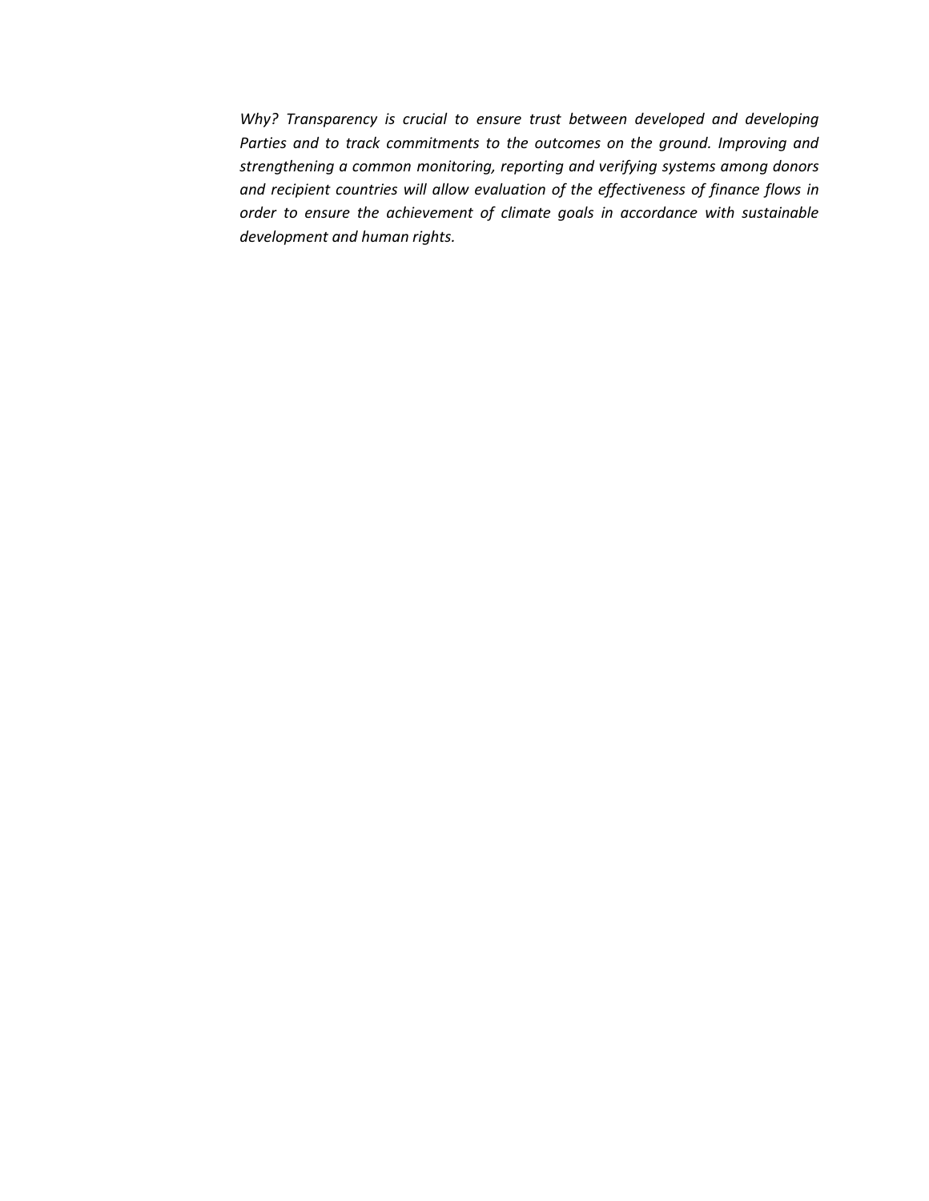*Why? Transparency is crucial to ensure trust between developed and developing Parties and to track commitments to the outcomes on the ground. Improving and strengthening a common monitoring, reporting and verifying systems among donors and recipient countries will allow evaluation of the effectiveness of finance flows in order to ensure the achievement of climate goals in accordance with sustainable development and human rights.*